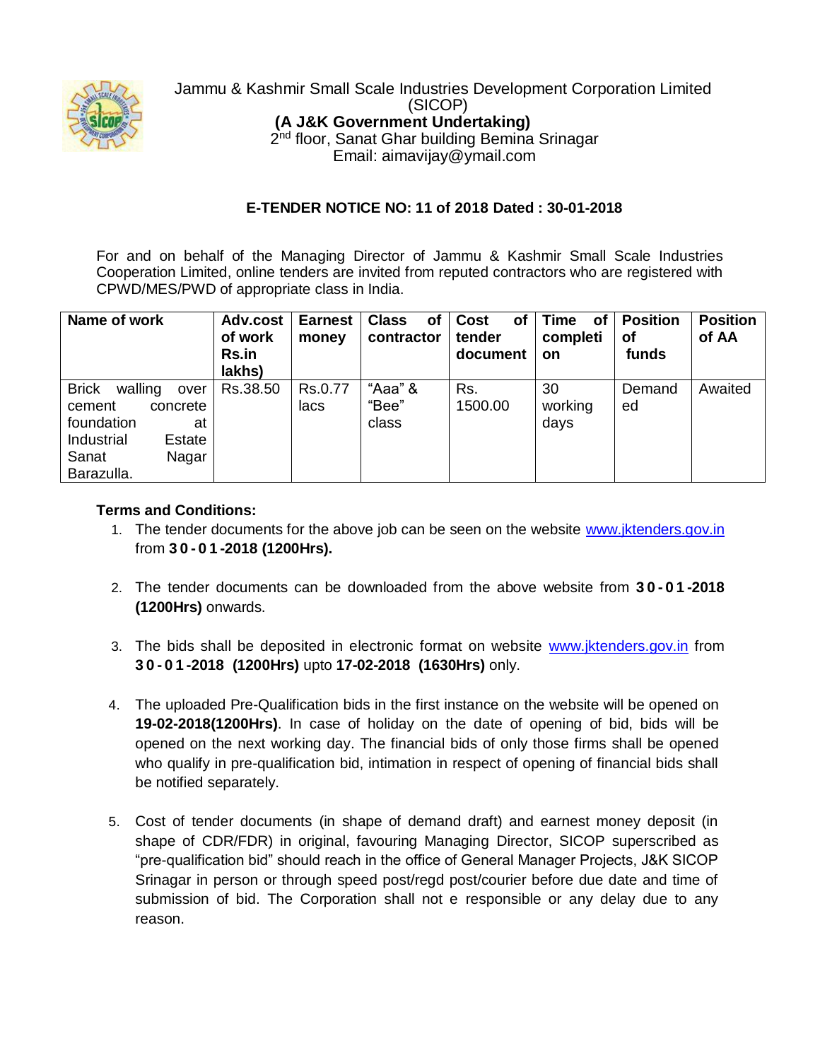Jammu & Kashmir Small Scale Industries Development Corporation Limited
(SICOP)
**(A J&K Government Undertaking)**
2nd floor, Sanat Ghar building Bemina Srinagar
Email: aimavijay@ymail.com

## E-TENDER NOTICE NO: 11 of 2018 Dated : 30-01-2018

For and on behalf of the Managing Director of Jammu & Kashmir Small Scale Industries Cooperation Limited, online tenders are invited from reputed contractors who are registered with CPWD/MES/PWD of appropriate class in India.

| Name of work | Adv.cost of work Rs.in lakhs) | Earnest money | Class of contractor | Cost of tender document | Time of completion | Position of funds | Position of AA |
|---|---|---|---|---|---|---|---|
| Brick walling over cement concrete foundation at Industrial Estate Sanat Nagar Barazulla. | Rs.38.50 | Rs.0.77 lacs | "Aaa" & "Bee" class | Rs. 1500.00 | 30 working days | Demanded | Awaited |

**Terms and Conditions:**

1. The tender documents for the above job can be seen on the website www.jktenders.gov.in from **30-01-2018 (1200Hrs).**

2. The tender documents can be downloaded from the above website from **30-01-2018 (1200Hrs)** onwards.

3. The bids shall be deposited in electronic format on website www.jktenders.gov.in from **30-01-2018 (1200Hrs)** upto **17-02-2018 (1630Hrs)** only.

4. The uploaded Pre-Qualification bids in the first instance on the website will be opened on **19-02-2018(1200Hrs)**. In case of holiday on the date of opening of bid, bids will be opened on the next working day. The financial bids of only those firms shall be opened who qualify in pre-qualification bid, intimation in respect of opening of financial bids shall be notified separately.

5. Cost of tender documents (in shape of demand draft) and earnest money deposit (in shape of CDR/FDR) in original, favouring Managing Director, SICOP superscribed as "pre-qualification bid" should reach in the office of General Manager Projects, J&K SICOP Srinagar in person or through speed post/regd post/courier before due date and time of submission of bid. The Corporation shall not e responsible or any delay due to any reason.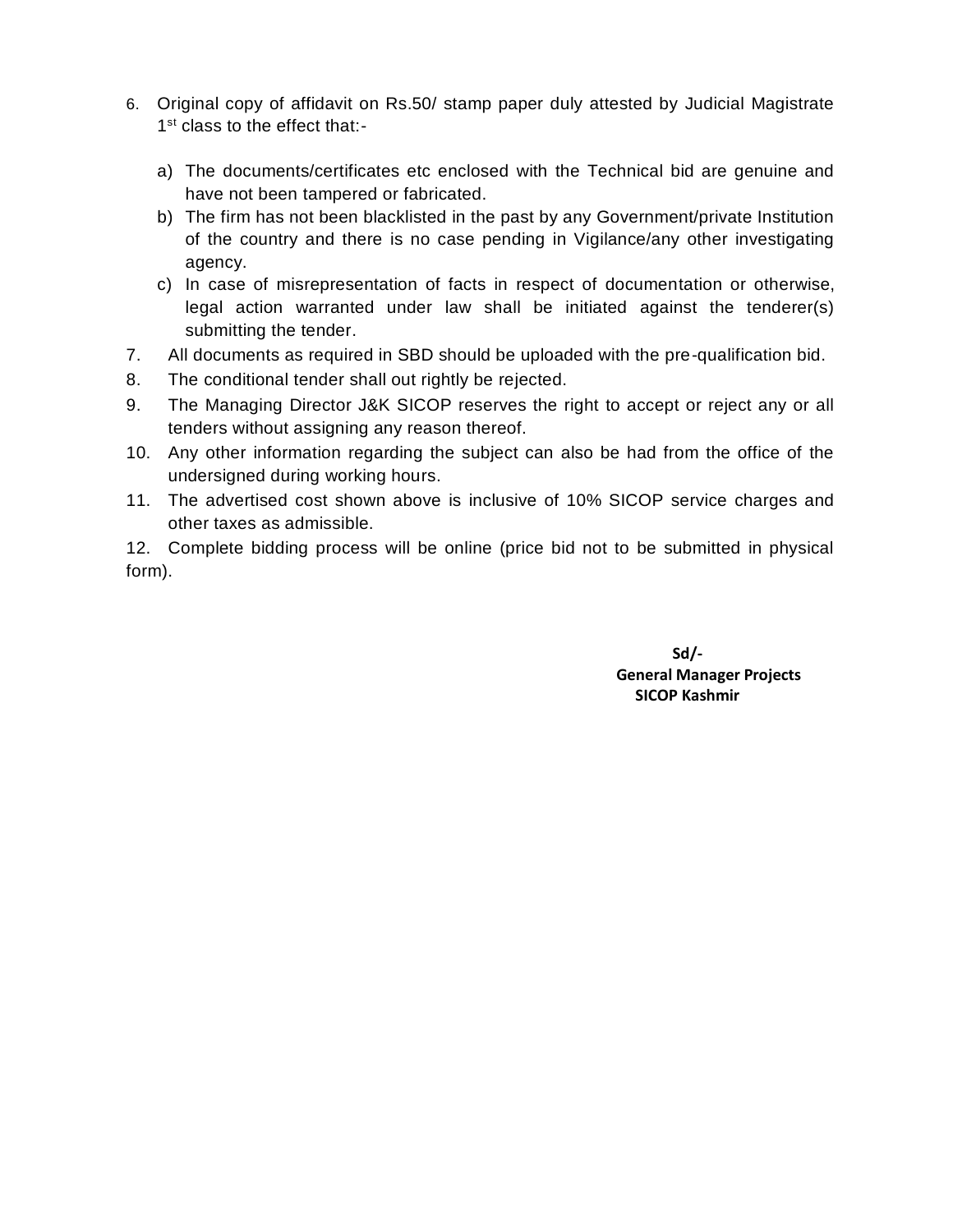6. Original copy of affidavit on Rs.50/ stamp paper duly attested by Judicial Magistrate 1st class to the effect that:-

   a) The documents/certificates etc enclosed with the Technical bid are genuine and have not been tampered or fabricated.
   b) The firm has not been blacklisted in the past by any Government/private Institution of the country and there is no case pending in Vigilance/any other investigating agency.
   c) In case of misrepresentation of facts in respect of documentation or otherwise, legal action warranted under law shall be initiated against the tenderer(s) submitting the tender.

7. All documents as required in SBD should be uploaded with the pre-qualification bid.
8. The conditional tender shall out rightly be rejected.
9. The Managing Director J&K SICOP reserves the right to accept or reject any or all tenders without assigning any reason thereof.
10. Any other information regarding the subject can also be had from the office of the undersigned during working hours.
11. The advertised cost shown above is inclusive of 10% SICOP service charges and other taxes as admissible.
12. Complete bidding process will be online (price bid not to be submitted in physical form).

**Sd/-**
**General Manager Projects**
**SICOP Kashmir**